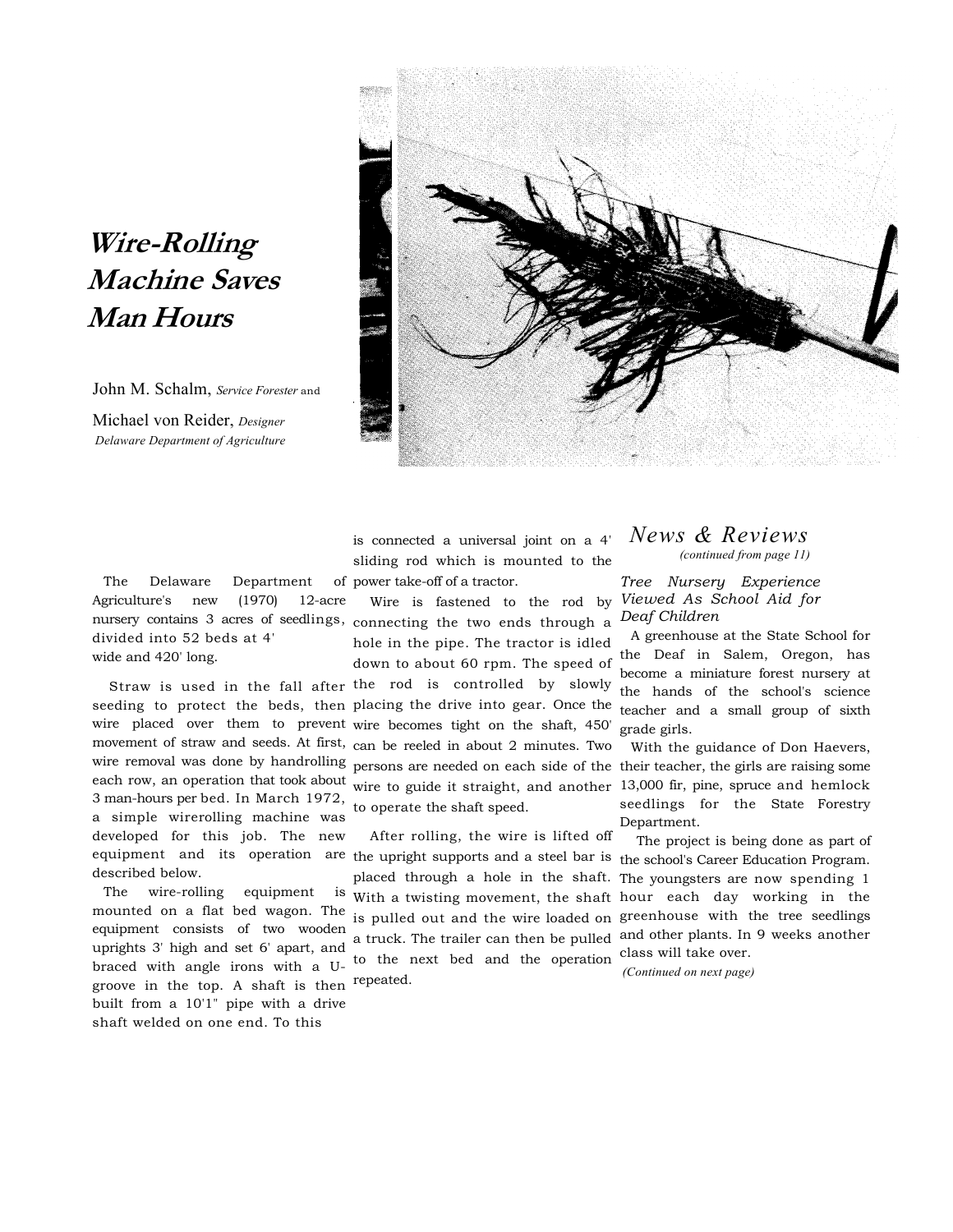# *Wire-Rolling Machine Saves Man Hours*

John M. Schalm, *Service Forester* and

Michael von Reider, *Designer*
*Delaware Department of Agriculture*

The Delaware Department of Agriculture's new (1970) 12-acre nursery contains 3 acres of seedlings, divided into 52 beds at 4' wide and 420' long.

Straw is used in the fall after seeding to protect the beds, then wire placed over them to prevent movement of straw and seeds. At first, wire removal was done by handrolling each row, an operation that took about 3 man-hours per bed. In March 1972, a simple wirerolling machine was developed for this job. The new equipment and its operation are described below.

The wire-rolling equipment is mounted on a flat bed wagon. The equipment consists of two wooden uprights 3' high and set 6' apart, and braced with angle irons with a U-groove in the top. A shaft is then built from a 10'1" pipe with a drive shaft welded on one end. To this is connected a universal joint on a 4' sliding rod which is mounted to the power take-off of a tractor.

Wire is fastened to the rod by connecting the two ends through a hole in the pipe. The tractor is idled down to about 60 rpm. The speed of the rod is controlled by slowly placing the drive into gear. Once the wire becomes tight on the shaft, 450' can be reeled in about 2 minutes. Two persons are needed on each side of the wire to guide it straight, and another to operate the shaft speed.

After rolling, the wire is lifted off the upright supports and a steel bar is placed through a hole in the shaft. With a twisting movement, the shaft is pulled out and the wire loaded on a truck. The trailer can then be pulled to the next bed and the operation repeated.

## *News & Reviews*

*(continued from page 11)*

### *Tree Nursery Experience Viewed As School Aid for Deaf Children*

A greenhouse at the State School for the Deaf in Salem, Oregon, has become a miniature forest nursery at the hands of the school's science teacher and a small group of sixth grade girls.

With the guidance of Don Haevers, their teacher, the girls are raising some 13,000 fir, pine, spruce and hemlock seedlings for the State Forestry Department.

The project is being done as part of the school's Career Education Program. The youngsters are now spending 1 hour each day working in the greenhouse with the tree seedlings and other plants. In 9 weeks another class will take over.

*(Continued on next page)*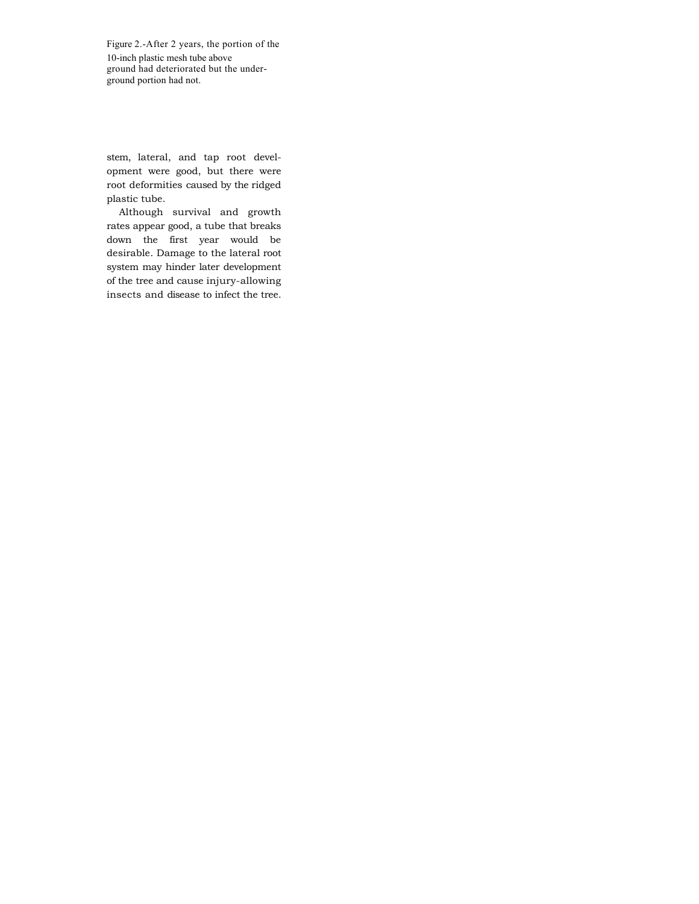Figure 2.-After 2 years, the portion of the 10-inch plastic mesh tube above ground had deteriorated but the underground portion had not.

stem, lateral, and tap root development were good, but there were root deformities caused by the ridged plastic tube.

Although survival and growth rates appear good, a tube that breaks down the first year would be desirable. Damage to the lateral root system may hinder later development of the tree and cause injury-allowing insects and disease to infect the tree.